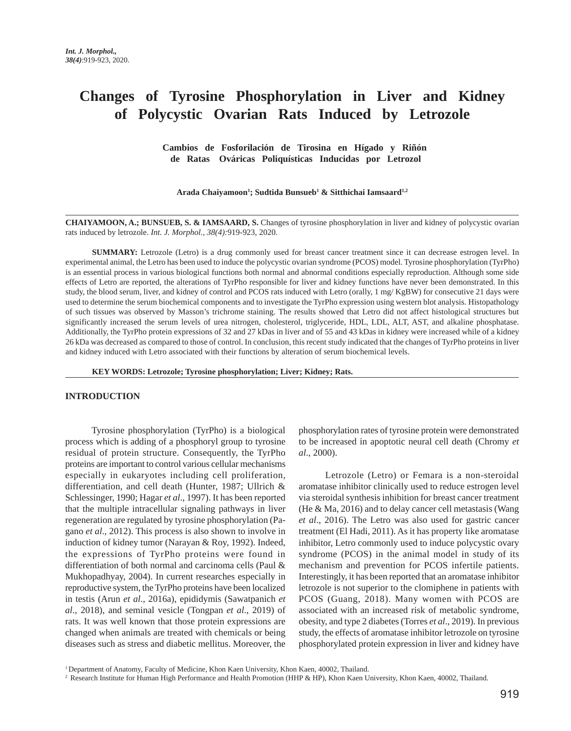# Changes of Tyrosine Phosphorylation in Liver and Kidney of Polycystic Ovarian Rats Induced by Letrozole

**Cambios de Fosforilación de Tirosina en Hígado y Riñón de Ratas Ováricas Poliquísticas Inducidas por Letrozol**

**Arada Chaiyamoon[1]; Sudtida Bunsueb[1] & Sitthichai Iamsaard[1,2]**

**CHAIYAMOON, A.; BUNSUEB, S. & IAMSAARD, S.** Changes of tyrosine phosphorylation in liver and kidney of polycystic ovarian rats induced by letrozole. *Int. J. Morphol., 38(4)*:919-923, 2020.

**SUMMARY:** Letrozole (Letro) is a drug commonly used for breast cancer treatment since it can decrease estrogen level. In experimental animal, the Letro has been used to induce the polycystic ovarian syndrome (PCOS) model. Tyrosine phosphorylation (TyrPho) is an essential process in various biological functions both normal and abnormal conditions especially reproduction. Although some side effects of Letro are reported, the alterations of TyrPho responsible for liver and kidney functions have never been demonstrated. In this study, the blood serum, liver, and kidney of control and PCOS rats induced with Letro (orally, 1 mg/ KgBW) for consecutive 21 days were used to determine the serum biochemical components and to investigate the TyrPho expression using western blot analysis. Histopathology of such tissues was observed by Masson's trichrome staining. The results showed that Letro did not affect histological structures but significantly increased the serum levels of urea nitrogen, cholesterol, triglyceride, HDL, LDL, ALT, AST, and alkaline phosphatase. Additionally, the TyrPho protein expressions of 32 and 27 kDas in liver and of 55 and 43 kDas in kidney were increased while of a kidney 26 kDa was decreased as compared to those of control. In conclusion, this recent study indicated that the changes of TyrPho proteins in liver and kidney induced with Letro associated with their functions by alteration of serum biochemical levels.

**KEY WORDS: Letrozole; Tyrosine phosphorylation; Liver; Kidney; Rats.**

## INTRODUCTION

Tyrosine phosphorylation (TyrPho) is a biological process which is adding of a phosphoryl group to tyrosine residual of protein structure. Consequently, the TyrPho proteins are important to control various cellular mechanisms especially in eukaryotes including cell proliferation, differentiation, and cell death (Hunter, 1987; Ullrich & Schlessinger, 1990; Hagar *et al*., 1997). It has been reported that the multiple intracellular signaling pathways in liver regeneration are regulated by tyrosine phosphorylation (Pagano *et al*., 2012). This process is also shown to involve in induction of kidney tumor (Narayan & Roy, 1992). Indeed, the expressions of TyrPho proteins were found in differentiation of both normal and carcinoma cells (Paul & Mukhopadhyay, 2004). In current researches especially in reproductive system, the TyrPho proteins have been localized in testis (Arun *et al*., 2016a), epididymis (Sawatpanich *et al*., 2018), and seminal vesicle (Tongpan *et al*., 2019) of rats. It was well known that those protein expressions are changed when animals are treated with chemicals or being diseases such as stress and diabetic mellitus. Moreover, the phosphorylation rates of tyrosine protein were demonstrated to be increased in apoptotic neural cell death (Chromy *et al*., 2000).

Letrozole (Letro) or Femara is a non-steroidal aromatase inhibitor clinically used to reduce estrogen level via steroidal synthesis inhibition for breast cancer treatment (He & Ma, 2016) and to delay cancer cell metastasis (Wang *et al*., 2016). The Letro was also used for gastric cancer treatment (El Hadi, 2011). As it has property like aromatase inhibitor, Letro commonly used to induce polycystic ovary syndrome (PCOS) in the animal model in study of its mechanism and prevention for PCOS infertile patients. Interestingly, it has been reported that an aromatase inhibitor letrozole is not superior to the clomiphene in patients with PCOS (Guang, 2018). Many women with PCOS are associated with an increased risk of metabolic syndrome, obesity, and type 2 diabetes (Torres *et al*., 2019). In previous study, the effects of aromatase inhibitor letrozole on tyrosine phosphorylated protein expression in liver and kidney have

[1] Department of Anatomy, Faculty of Medicine, Khon Kaen University, Khon Kaen, 40002, Thailand.
[2] Research Institute for Human High Performance and Health Promotion (HHP & HP), Khon Kaen University, Khon Kaen, 40002, Thailand.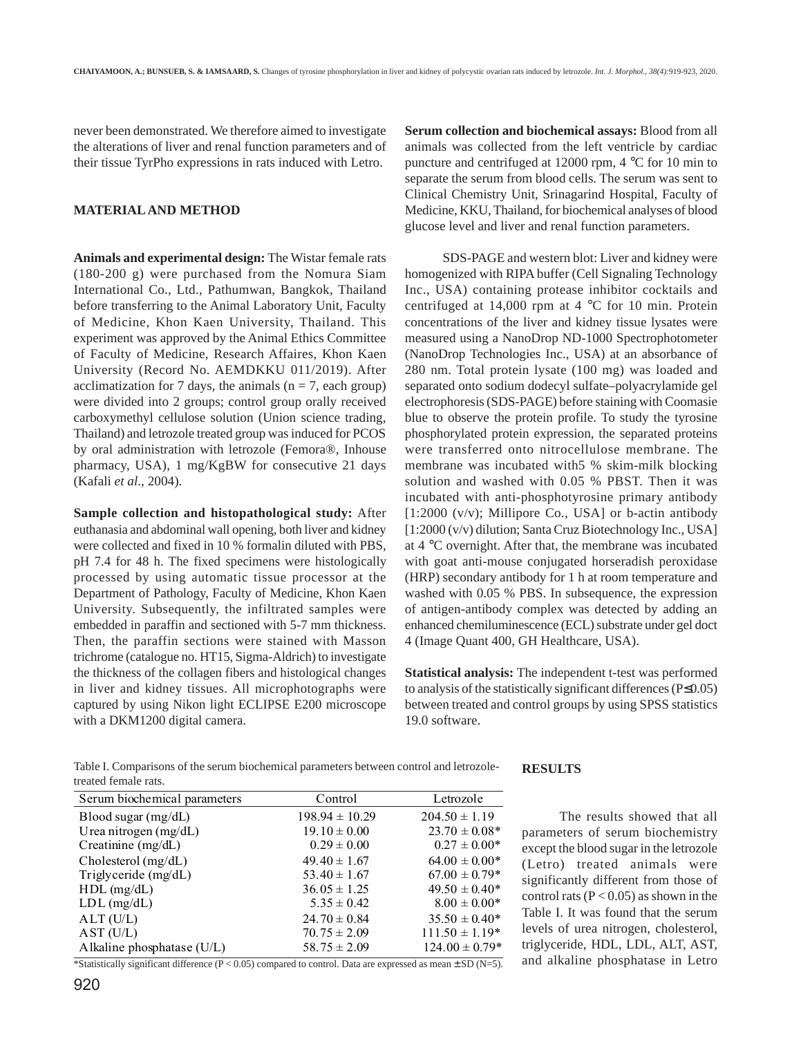never been demonstrated. We therefore aimed to investigate the alterations of liver and renal function parameters and of their tissue TyrPho expressions in rats induced with Letro.

## MATERIAL AND METHOD

**Animals and experimental design:** The Wistar female rats (180-200 g) were purchased from the Nomura Siam International Co., Ltd., Pathumwan, Bangkok, Thailand before transferring to the Animal Laboratory Unit, Faculty of Medicine, Khon Kaen University, Thailand. This experiment was approved by the Animal Ethics Committee of Faculty of Medicine, Research Affaires, Khon Kaen University (Record No. AEMDKKU 011/2019). After acclimatization for 7 days, the animals (n = 7, each group) were divided into 2 groups; control group orally received carboxymethyl cellulose solution (Union science trading, Thailand) and letrozole treated group was induced for PCOS by oral administration with letrozole (Femora®, Inhouse pharmacy, USA), 1 mg/KgBW for consecutive 21 days (Kafali *et al*., 2004).

**Sample collection and histopathological study:** After euthanasia and abdominal wall opening, both liver and kidney were collected and fixed in 10 % formalin diluted with PBS, pH 7.4 for 48 h. The fixed specimens were histologically processed by using automatic tissue processor at the Department of Pathology, Faculty of Medicine, Khon Kaen University. Subsequently, the infiltrated samples were embedded in paraffin and sectioned with 5-7 mm thickness. Then, the paraffin sections were stained with Masson trichrome (catalogue no. HT15, Sigma-Aldrich) to investigate the thickness of the collagen fibers and histological changes in liver and kidney tissues. All microphotographs were captured by using Nikon light ECLIPSE E200 microscope with a DKM1200 digital camera.

**Serum collection and biochemical assays:** Blood from all animals was collected from the left ventricle by cardiac puncture and centrifuged at 12000 rpm, 4 °C for 10 min to separate the serum from blood cells. The serum was sent to Clinical Chemistry Unit, Srinagarind Hospital, Faculty of Medicine, KKU, Thailand, for biochemical analyses of blood glucose level and liver and renal function parameters.

SDS-PAGE and western blot: Liver and kidney were homogenized with RIPA buffer (Cell Signaling Technology Inc., USA) containing protease inhibitor cocktails and centrifuged at 14,000 rpm at 4 °C for 10 min. Protein concentrations of the liver and kidney tissue lysates were measured using a NanoDrop ND-1000 Spectrophotometer (NanoDrop Technologies Inc., USA) at an absorbance of 280 nm. Total protein lysate (100 mg) was loaded and separated onto sodium dodecyl sulfate–polyacrylamide gel electrophoresis (SDS-PAGE) before staining with Coomasie blue to observe the protein profile. To study the tyrosine phosphorylated protein expression, the separated proteins were transferred onto nitrocellulose membrane. The membrane was incubated with5 % skim-milk blocking solution and washed with 0.05 % PBST. Then it was incubated with anti-phosphotyrosine primary antibody [1:2000 (v/v); Millipore Co., USA] or b-actin antibody [1:2000 (v/v) dilution; Santa Cruz Biotechnology Inc., USA] at 4 °C overnight. After that, the membrane was incubated with goat anti-mouse conjugated horseradish peroxidase (HRP) secondary antibody for 1 h at room temperature and washed with 0.05 % PBS. In subsequence, the expression of antigen-antibody complex was detected by adding an enhanced chemiluminescence (ECL) substrate under gel doct 4 (Image Quant 400, GH Healthcare, USA).

**Statistical analysis:** The independent t-test was performed to analysis of the statistically significant differences ($P \leq 0.05$) between treated and control groups by using SPSS statistics 19.0 software.

Table I. Comparisons of the serum biochemical parameters between control and letrozole-treated female rats.

| Serum biochemical parameters | Control | Letrozole |
|---|---|---|
| Blood sugar (mg/dL) | 198.94 ± 10.29 | 204.50 ± 1.19 |
| Urea nitrogen (mg/dL) | 19.10 ± 0.00 | 23.70 ± 0.08* |
| Creatinine (mg/dL) | 0.29 ± 0.00 | 0.27 ± 0.00* |
| Cholesterol (mg/dL) | 49.40 ± 1.67 | 64.00 ± 0.00* |
| Triglyceride (mg/dL) | 53.40 ± 1.67 | 67.00 ± 0.79* |
| HDL (mg/dL) | 36.05 ± 1.25 | 49.50 ± 0.40* |
| LDL (mg/dL) | 5.35 ± 0.42 | 8.00 ± 0.00* |
| ALT (U/L) | 24.70 ± 0.84 | 35.50 ± 0.40* |
| AST (U/L) | 70.75 ± 2.09 | 111.50 ± 1.19* |
| Alkaline phosphatase (U/L) | 58.75 ± 2.09 | 124.00 ± 0.79* |

*Statistically significant difference ($P < 0.05$) compared to control. Data are expressed as mean ± SD (N=5).

## RESULTS

The results showed that all parameters of serum biochemistry except the blood sugar in the letrozole (Letro) treated animals were significantly different from those of control rats ($P < 0.05$) as shown in the Table I. It was found that the serum levels of urea nitrogen, cholesterol, triglyceride, HDL, LDL, ALT, AST, and alkaline phosphatase in Letro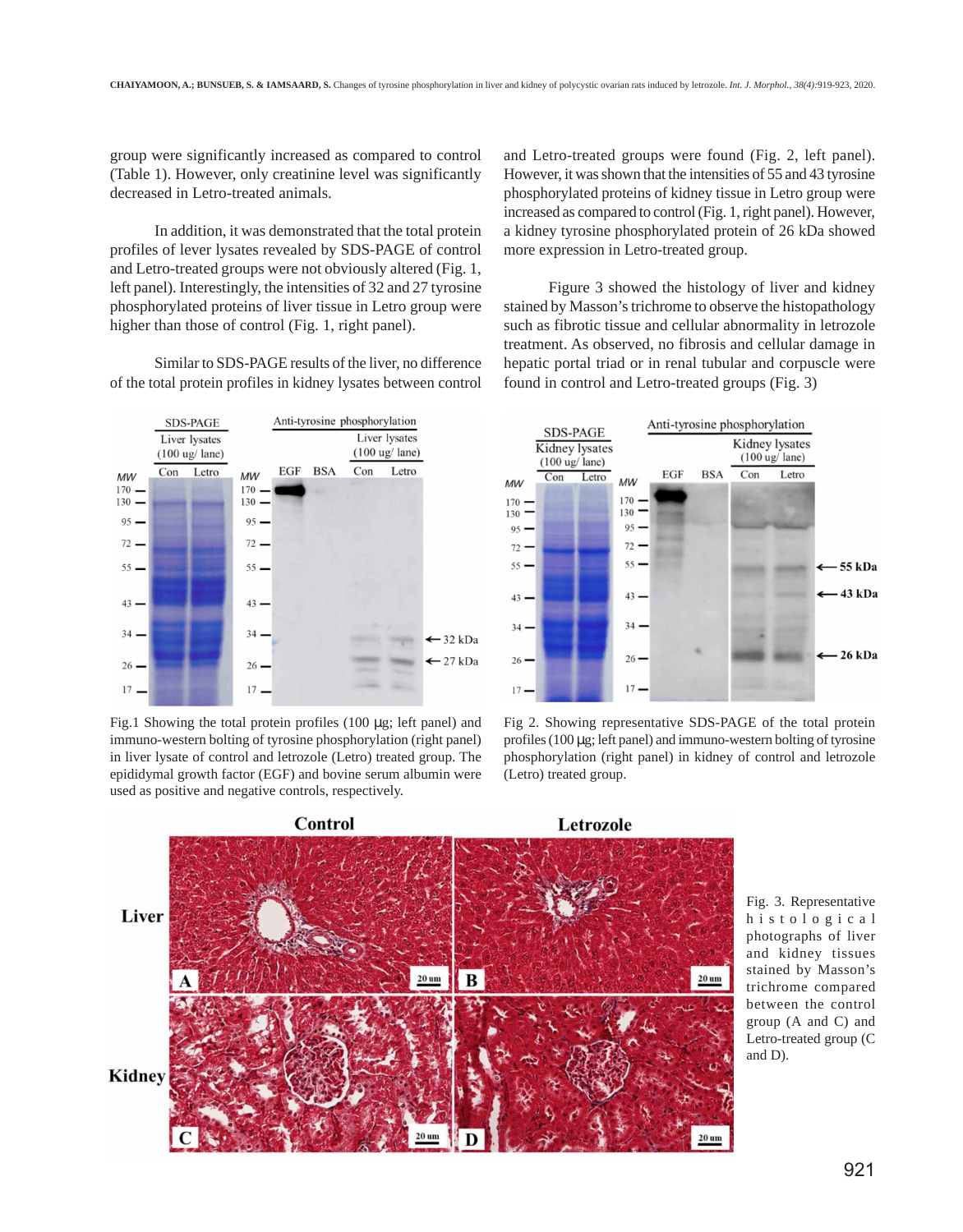group were significantly increased as compared to control (Table 1). However, only creatinine level was significantly decreased in Letro-treated animals.

In addition, it was demonstrated that the total protein profiles of lever lysates revealed by SDS-PAGE of control and Letro-treated groups were not obviously altered (Fig. 1, left panel). Interestingly, the intensities of 32 and 27 tyrosine phosphorylated proteins of liver tissue in Letro group were higher than those of control (Fig. 1, right panel).

Similar to SDS-PAGE results of the liver, no difference of the total protein profiles in kidney lysates between control and Letro-treated groups were found (Fig. 2, left panel). However, it was shown that the intensities of 55 and 43 tyrosine phosphorylated proteins of kidney tissue in Letro group were increased as compared to control (Fig. 1, right panel). However, a kidney tyrosine phosphorylated protein of 26 kDa showed more expression in Letro-treated group.

Figure 3 showed the histology of liver and kidney stained by Masson's trichrome to observe the histopathology such as fibrotic tissue and cellular abnormality in letrozole treatment. As observed, no fibrosis and cellular damage in hepatic portal triad or in renal tubular and corpuscle were found in control and Letro-treated groups (Fig. 3)

Fig.1 Showing the total protein profiles (100 μg; left panel) and immuno-western bolting of tyrosine phosphorylation (right panel) in liver lysate of control and letrozole (Letro) treated group. The epididymal growth factor (EGF) and bovine serum albumin were used as positive and negative controls, respectively.

Fig 2. Showing representative SDS-PAGE of the total protein profiles (100 μg; left panel) and immuno-western bolting of tyrosine phosphorylation (right panel) in kidney of control and letrozole (Letro) treated group.

Fig. 3. Representative histological photographs of liver and kidney tissues stained by Masson's trichrome compared between the control group (A and C) and Letro-treated group (C and D).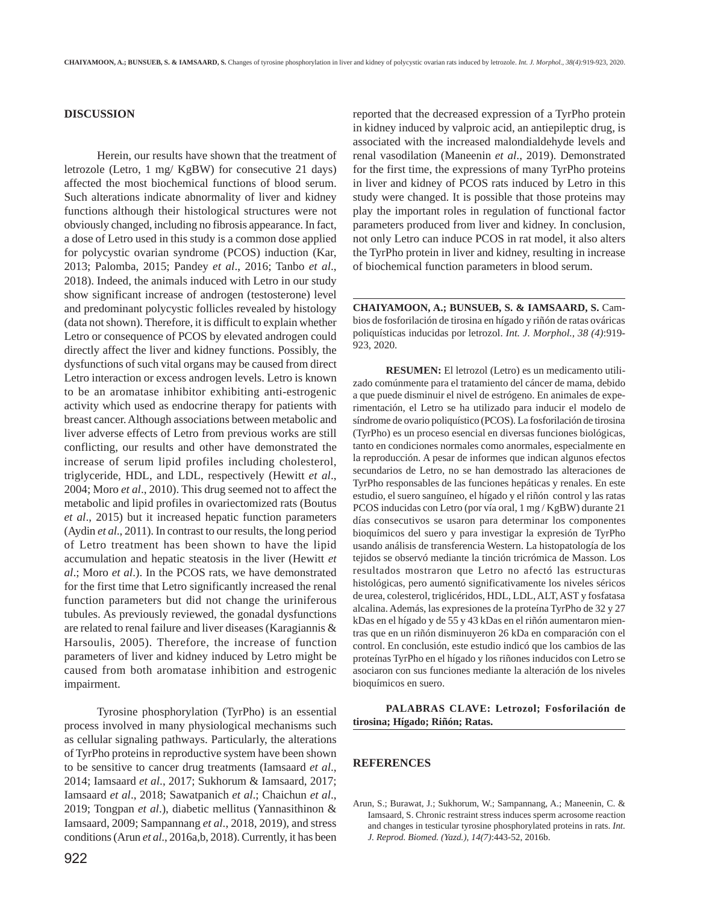## DISCUSSION

Herein, our results have shown that the treatment of letrozole (Letro, 1 mg/ KgBW) for consecutive 21 days) affected the most biochemical functions of blood serum. Such alterations indicate abnormality of liver and kidney functions although their histological structures were not obviously changed, including no fibrosis appearance. In fact, a dose of Letro used in this study is a common dose applied for polycystic ovarian syndrome (PCOS) induction (Kar, 2013; Palomba, 2015; Pandey *et al*., 2016; Tanbo *et al*., 2018). Indeed, the animals induced with Letro in our study show significant increase of androgen (testosterone) level and predominant polycystic follicles revealed by histology (data not shown). Therefore, it is difficult to explain whether Letro or consequence of PCOS by elevated androgen could directly affect the liver and kidney functions. Possibly, the dysfunctions of such vital organs may be caused from direct Letro interaction or excess androgen levels. Letro is known to be an aromatase inhibitor exhibiting anti-estrogenic activity which used as endocrine therapy for patients with breast cancer. Although associations between metabolic and liver adverse effects of Letro from previous works are still conflicting, our results and other have demonstrated the increase of serum lipid profiles including cholesterol, triglyceride, HDL, and LDL, respectively (Hewitt *et al*., 2004; Moro *et al*., 2010). This drug seemed not to affect the metabolic and lipid profiles in ovariectomized rats (Boutus *et al*., 2015) but it increased hepatic function parameters (Aydin *et al*., 2011). In contrast to our results, the long period of Letro treatment has been shown to have the lipid accumulation and hepatic steatosis in the liver (Hewitt *et al*.; Moro *et al*.). In the PCOS rats, we have demonstrated for the first time that Letro significantly increased the renal function parameters but did not change the uriniferous tubules. As previously reviewed, the gonadal dysfunctions are related to renal failure and liver diseases (Karagiannis & Harsoulis, 2005). Therefore, the increase of function parameters of liver and kidney induced by Letro might be caused from both aromatase inhibition and estrogenic impairment.

Tyrosine phosphorylation (TyrPho) is an essential process involved in many physiological mechanisms such as cellular signaling pathways. Particularly, the alterations of TyrPho proteins in reproductive system have been shown to be sensitive to cancer drug treatments (Iamsaard *et al*., 2014; Iamsaard *et al*., 2017; Sukhorum & Iamsaard, 2017; Iamsaard *et al*., 2018; Sawatpanich *et al*.; Chaichun *et al*., 2019; Tongpan *et al*.), diabetic mellitus (Yannasithinon & Iamsaard, 2009; Sampannang *et al*., 2018, 2019), and stress conditions (Arun *et al*., 2016a,b, 2018). Currently, it has been reported that the decreased expression of a TyrPho protein in kidney induced by valproic acid, an antiepileptic drug, is associated with the increased malondialdehyde levels and renal vasodilation (Maneenin *et al*., 2019). Demonstrated for the first time, the expressions of many TyrPho proteins in liver and kidney of PCOS rats induced by Letro in this study were changed. It is possible that those proteins may play the important roles in regulation of functional factor parameters produced from liver and kidney. In conclusion, not only Letro can induce PCOS in rat model, it also alters the TyrPho protein in liver and kidney, resulting in increase of biochemical function parameters in blood serum.

---

**CHAIYAMOON, A.; BUNSUEB, S. & IAMSAARD, S.** Cambios de fosforilación de tirosina en hígado y riñón de ratas ováricas poliquísticas inducidas por letrozol. *Int. J. Morphol., 38 (4)*:919-923, 2020.

**RESUMEN:** El letrozol (Letro) es un medicamento utilizado comúnmente para el tratamiento del cáncer de mama, debido a que puede disminuir el nivel de estrógeno. En animales de experimentación, el Letro se ha utilizado para inducir el modelo de síndrome de ovario poliquístico (PCOS). La fosforilación de tirosina (TyrPho) es un proceso esencial en diversas funciones biológicas, tanto en condiciones normales como anormales, especialmente en la reproducción. A pesar de informes que indican algunos efectos secundarios de Letro, no se han demostrado las alteraciones de TyrPho responsables de las funciones hepáticas y renales. En este estudio, el suero sanguíneo, el hígado y el riñón control y las ratas PCOS inducidas con Letro (por vía oral, 1 mg / KgBW) durante 21 días consecutivos se usaron para determinar los componentes bioquímicos del suero y para investigar la expresión de TyrPho usando análisis de transferencia Western. La histopatología de los tejidos se observó mediante la tinción tricrómica de Masson. Los resultados mostraron que Letro no afectó las estructuras histológicas, pero aumentó significativamente los niveles séricos de urea, colesterol, triglicéridos, HDL, LDL, ALT, AST y fosfatasa alcalina. Además, las expresiones de la proteína TyrPho de 32 y 27 kDas en el hígado y de 55 y 43 kDas en el riñón aumentaron mientras que en un riñón disminuyeron 26 kDa en comparación con el control. En conclusión, este estudio indicó que los cambios de las proteínas TyrPho en el hígado y los riñones inducidos con Letro se asociaron con sus funciones mediante la alteración de los niveles bioquímicos en suero.

**PALABRAS CLAVE: Letrozol; Fosforilación de tirosina; Hígado; Riñón; Ratas.**

---

## REFERENCES

Arun, S.; Burawat, J.; Sukhorum, W.; Sampannang, A.; Maneenin, C. & Iamsaard, S. Chronic restraint stress induces sperm acrosome reaction and changes in testicular tyrosine phosphorylated proteins in rats. *Int. J. Reprod. Biomed. (Yazd.), 14(7)*:443-52, 2016b.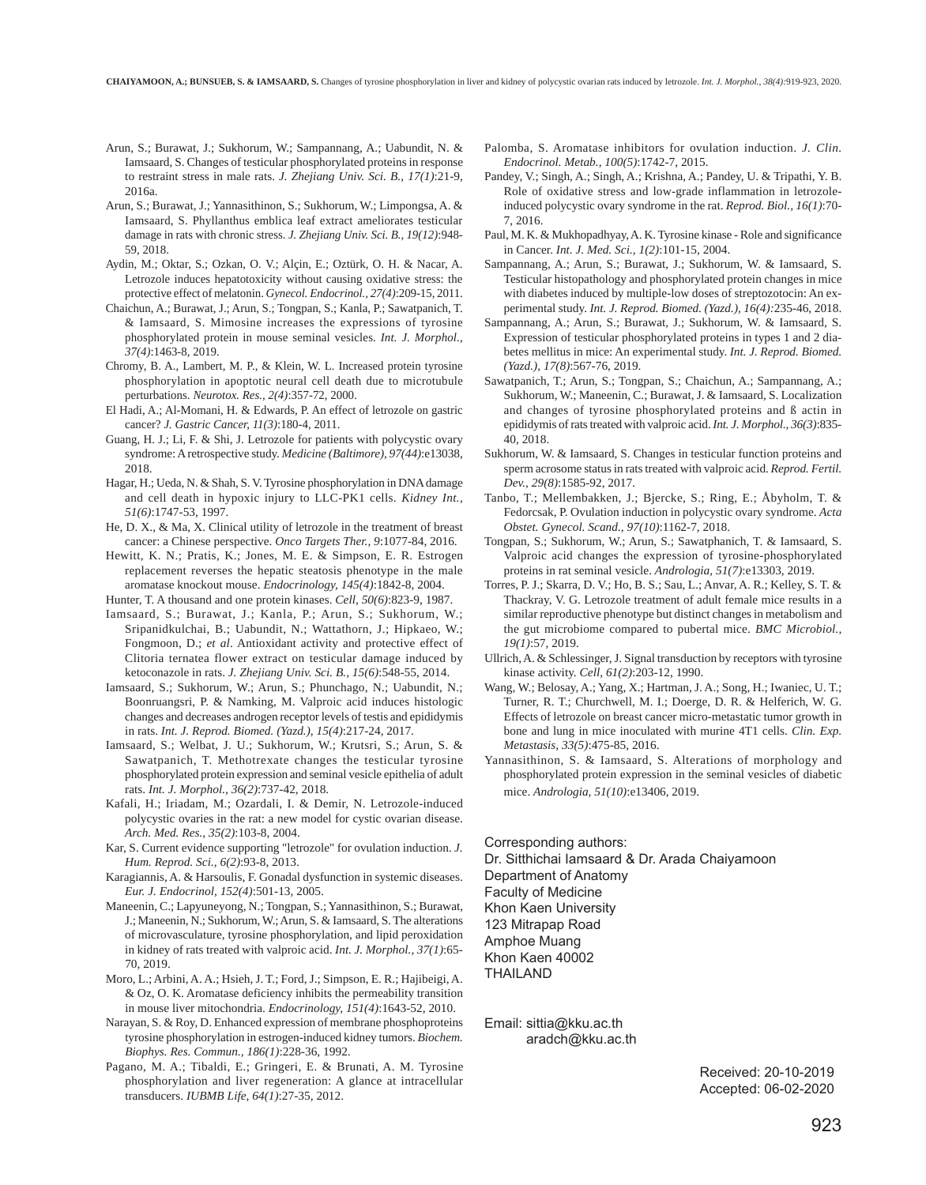Arun, S.; Burawat, J.; Sukhorum, W.; Sampannang, A.; Uabundit, N. & Iamsaard, S. Changes of testicular phosphorylated proteins in response to restraint stress in male rats. *J. Zhejiang Univ. Sci. B., 17(1)*:21-9, 2016a.

Arun, S.; Burawat, J.; Yannasithinon, S.; Sukhorum, W.; Limpongsa, A. & Iamsaard, S. Phyllanthus emblica leaf extract ameliorates testicular damage in rats with chronic stress. *J. Zhejiang Univ. Sci. B., 19(12)*:948-59, 2018.

Aydin, M.; Oktar, S.; Ozkan, O. V.; Alçin, E.; Oztürk, O. H. & Nacar, A. Letrozole induces hepatotoxicity without causing oxidative stress: the protective effect of melatonin. *Gynecol. Endocrinol., 27(4)*:209-15, 2011.

Chaichun, A.; Burawat, J.; Arun, S.; Tongpan, S.; Kanla, P.; Sawatpanich, T. & Iamsaard, S. Mimosine increases the expressions of tyrosine phosphorylated protein in mouse seminal vesicles. *Int. J. Morphol., 37(4)*:1463-8, 2019.

Chromy, B. A., Lambert, M. P., & Klein, W. L. Increased protein tyrosine phosphorylation in apoptotic neural cell death due to microtubule perturbations. *Neurotox. Res., 2(4)*:357-72, 2000.

El Hadi, A.; Al-Momani, H. & Edwards, P. An effect of letrozole on gastric cancer? *J. Gastric Cancer, 11(3)*:180-4, 2011.

Guang, H. J.; Li, F. & Shi, J. Letrozole for patients with polycystic ovary syndrome: A retrospective study. *Medicine (Baltimore), 97(44)*:e13038, 2018.

Hagar, H.; Ueda, N. & Shah, S. V. Tyrosine phosphorylation in DNA damage and cell death in hypoxic injury to LLC-PK1 cells. *Kidney Int., 51(6)*:1747-53, 1997.

He, D. X., & Ma, X. Clinical utility of letrozole in the treatment of breast cancer: a Chinese perspective. *Onco Targets Ther., 9*:1077-84, 2016.

Hewitt, K. N.; Pratis, K.; Jones, M. E. & Simpson, E. R. Estrogen replacement reverses the hepatic steatosis phenotype in the male aromatase knockout mouse. *Endocrinology, 145(4)*:1842-8, 2004.

Hunter, T. A thousand and one protein kinases. *Cell, 50(6)*:823-9, 1987.

Iamsaard, S.; Burawat, J.; Kanla, P.; Arun, S.; Sukhorum, W.; Sripanidkulchai, B.; Uabundit, N.; Wattathorn, J.; Hipkaeo, W.; Fongmoon, D.; *et al*. Antioxidant activity and protective effect of Clitoria ternatea flower extract on testicular damage induced by ketoconazole in rats. *J. Zhejiang Univ. Sci. B., 15(6)*:548-55, 2014.

Iamsaard, S.; Sukhorum, W.; Arun, S.; Phunchago, N.; Uabundit, N.; Boonruangsri, P. & Namking, M. Valproic acid induces histologic changes and decreases androgen receptor levels of testis and epididymis in rats. *Int. J. Reprod. Biomed. (Yazd.), 15(4)*:217-24, 2017.

Iamsaard, S.; Welbat, J. U.; Sukhorum, W.; Krutsri, S.; Arun, S. & Sawatpanich, T. Methotrexate changes the testicular tyrosine phosphorylated protein expression and seminal vesicle epithelia of adult rats. *Int. J. Morphol., 36(2)*:737-42, 2018.

Kafali, H.; Iriadam, M.; Ozardali, I. & Demir, N. Letrozole-induced polycystic ovaries in the rat: a new model for cystic ovarian disease. *Arch. Med. Res., 35(2)*:103-8, 2004.

Kar, S. Current evidence supporting "letrozole" for ovulation induction. *J. Hum. Reprod. Sci., 6(2)*:93-8, 2013.

Karagiannis, A. & Harsoulis, F. Gonadal dysfunction in systemic diseases. *Eur. J. Endocrinol, 152(4)*:501-13, 2005.

Maneenin, C.; Lapyuneyong, N.; Tongpan, S.; Yannasithinon, S.; Burawat, J.; Maneenin, N.; Sukhorum, W.; Arun, S. & Iamsaard, S. The alterations of microvasculature, tyrosine phosphorylation, and lipid peroxidation in kidney of rats treated with valproic acid. *Int. J. Morphol., 37(1)*:65-70, 2019.

Moro, L.; Arbini, A. A.; Hsieh, J. T.; Ford, J.; Simpson, E. R.; Hajibeigi, A. & Oz, O. K. Aromatase deficiency inhibits the permeability transition in mouse liver mitochondria. *Endocrinology, 151(4)*:1643-52, 2010.

Narayan, S. & Roy, D. Enhanced expression of membrane phosphoproteins tyrosine phosphorylation in estrogen-induced kidney tumors. *Biochem. Biophys. Res. Commun., 186(1)*:228-36, 1992.

Pagano, M. A.; Tibaldi, E.; Gringeri, E. & Brunati, A. M. Tyrosine phosphorylation and liver regeneration: A glance at intracellular transducers. *IUBMB Life, 64(1)*:27-35, 2012.

Palomba, S. Aromatase inhibitors for ovulation induction. *J. Clin. Endocrinol. Metab., 100(5)*:1742-7, 2015.

Pandey, V.; Singh, A.; Singh, A.; Krishna, A.; Pandey, U. & Tripathi, Y. B. Role of oxidative stress and low-grade inflammation in letrozole-induced polycystic ovary syndrome in the rat. *Reprod. Biol., 16(1)*:70-7, 2016.

Paul, M. K. & Mukhopadhyay, A. K. Tyrosine kinase - Role and significance in Cancer. *Int. J. Med. Sci., 1(2)*:101-15, 2004.

Sampannang, A.; Arun, S.; Burawat, J.; Sukhorum, W. & Iamsaard, S. Testicular histopathology and phosphorylated protein changes in mice with diabetes induced by multiple-low doses of streptozotocin: An experimental study. *Int. J. Reprod. Biomed. (Yazd.), 16(4)*:235-46, 2018.

Sampannang, A.; Arun, S.; Burawat, J.; Sukhorum, W. & Iamsaard, S. Expression of testicular phosphorylated proteins in types 1 and 2 diabetes mellitus in mice: An experimental study. *Int. J. Reprod. Biomed. (Yazd.), 17(8)*:567-76, 2019.

Sawatpanich, T.; Arun, S.; Tongpan, S.; Chaichun, A.; Sampannang, A.; Sukhorum, W.; Maneenin, C.; Burawat, J. & Iamsaard, S. Localization and changes of tyrosine phosphorylated proteins and ß actin in epididymis of rats treated with valproic acid. *Int. J. Morphol., 36(3)*:835-40, 2018.

Sukhorum, W. & Iamsaard, S. Changes in testicular function proteins and sperm acrosome status in rats treated with valproic acid. *Reprod. Fertil. Dev., 29(8)*:1585-92, 2017.

Tanbo, T.; Mellembakken, J.; Bjercke, S.; Ring, E.; Åbyholm, T. & Fedorcsak, P. Ovulation induction in polycystic ovary syndrome. *Acta Obstet. Gynecol. Scand., 97(10)*:1162-7, 2018.

Tongpan, S.; Sukhorum, W.; Arun, S.; Sawatphanich, T. & Iamsaard, S. Valproic acid changes the expression of tyrosine-phosphorylated proteins in rat seminal vesicle. *Andrologia, 51(7)*:e13303, 2019.

Torres, P. J.; Skarra, D. V.; Ho, B. S.; Sau, L.; Anvar, A. R.; Kelley, S. T. & Thackray, V. G. Letrozole treatment of adult female mice results in a similar reproductive phenotype but distinct changes in metabolism and the gut microbiome compared to pubertal mice. *BMC Microbiol., 19(1)*:57, 2019.

Ullrich, A. & Schlessinger, J. Signal transduction by receptors with tyrosine kinase activity. *Cell, 61(2)*:203-12, 1990.

Wang, W.; Belosay, A.; Yang, X.; Hartman, J. A.; Song, H.; Iwaniec, U. T.; Turner, R. T.; Churchwell, M. I.; Doerge, D. R. & Helferich, W. G. Effects of letrozole on breast cancer micro-metastatic tumor growth in bone and lung in mice inoculated with murine 4T1 cells. *Clin. Exp. Metastasis, 33(5)*:475-85, 2016.

Yannasithinon, S. & Iamsaard, S. Alterations of morphology and phosphorylated protein expression in the seminal vesicles of diabetic mice. *Andrologia, 51(10)*:e13406, 2019.

Corresponding authors:
Dr. Sitthichai Iamsaard & Dr. Arada Chaiyamoon
Department of Anatomy
Faculty of Medicine
Khon Kaen University
123 Mitrapap Road
Amphoe Muang
Khon Kaen 40002
THAILAND

Email: sittia@kku.ac.th
aradch@kku.ac.th

Received: 20-10-2019
Accepted: 06-02-2020